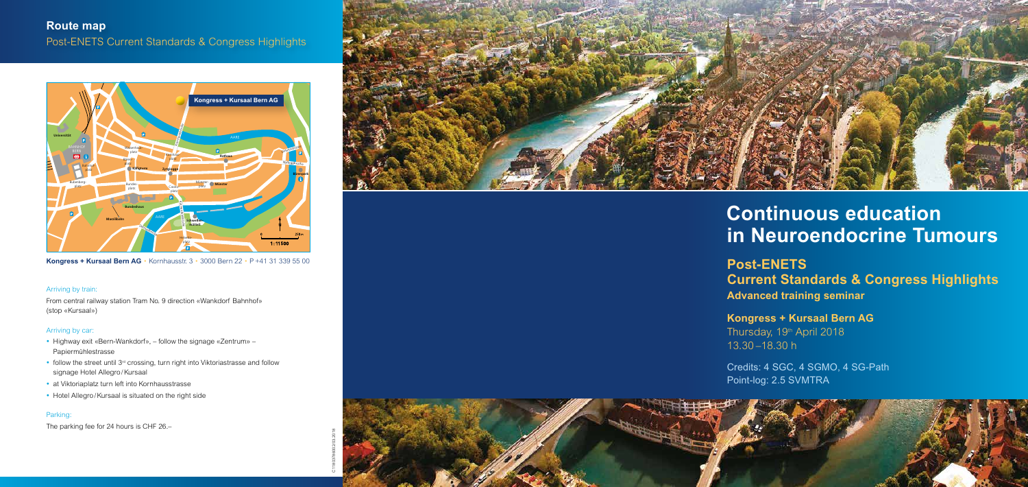## Route map

Post-ENETS Current Standards & Congress Highlights

**Kongress + Kursaal Bern AG** • Kornhausstr. 3 • 3000 Bern 22 • P +41 31 339 55 00

### Arriving by train:

From central railway station Tram No. 9 direction «Wankdorf Bahnhof» (stop «Kursaal»)

### Arriving by car:

- Highway exit «Bern-Wankdorf», – follow the signage «Zentrum» – Papiermühlestrasse
- follow the street until 3rd crossing, turn right into Viktoriastrasse and follow signage Hotel Allegro / Kursaal
- at Viktoriaplatz turn left into Kornhausstrasse
- Hotel Allegro / Kursaal is situated on the right side

### Parking:

The parking fee for 24 hours is CHF 26.–

# Continuous education in Neuroendocrine Tumours

## Post-ENETS Current Standards & Congress Highlights

**Advanced training seminar**

**Kongress + Kursaal Bern AG**
Thursday, 19th April 2018
13.30 – 18.30 h

Credits: 4 SGC, 4 SGMO, 4 SG-Path
Point-log: 2.5 SVMTRA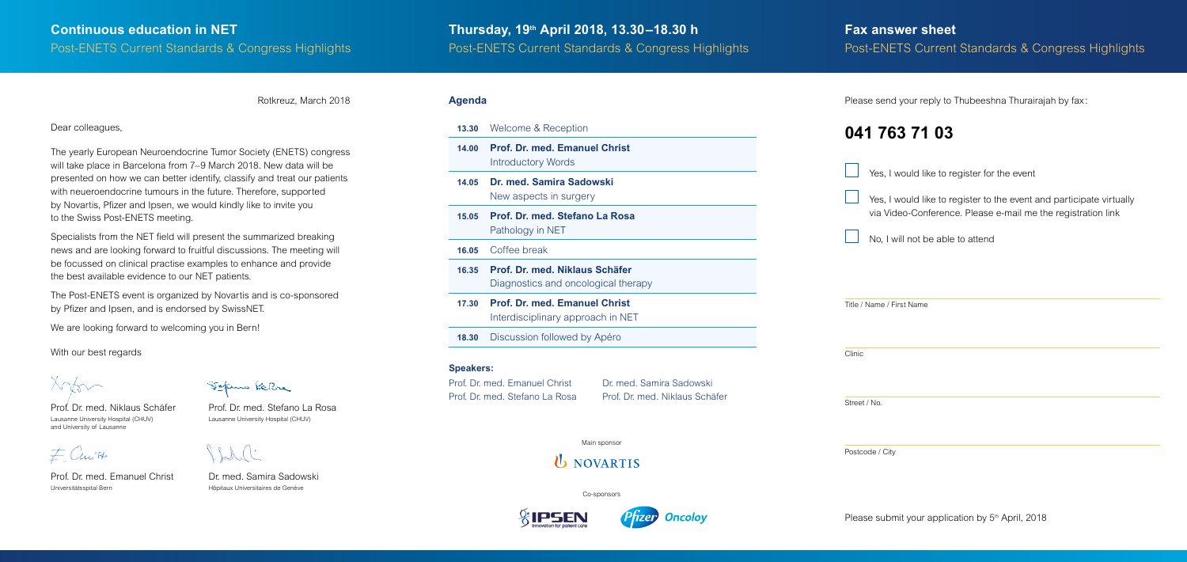## Continuous education in NET

Post-ENETS Current Standards & Congress Highlights

Rotkreuz, March 2018

Dear colleagues,

The yearly European Neuroendocrine Tumor Society (ENETS) congress will take place in Barcelona from 7–9 March 2018. New data will be presented on how we can better identify, classify and treat our patients with neueroendocrine tumours in the future. Therefore, supported by Novartis, Pfizer and Ipsen, we would kindly like to invite you to the Swiss Post-ENETS meeting.

Specialists from the NET field will present the summarized breaking news and are looking forward to fruitful discussions. The meeting will be focussed on clinical practise examples to enhance and provide the best available evidence to our NET patients.

The Post-ENETS event is organized by Novartis and is co-sponsored by Pfizer and Ipsen, and is endorsed by SwissNET.

We are looking forward to welcoming you in Bern!

With our best regards

Prof. Dr. med. Niklaus Schäfer
Lausanne University Hospital (CHUV) and University of Lausanne

Prof. Dr. med. Stefano La Rosa
Lausanne University Hospital (CHUV)

Prof. Dr. med. Emanuel Christ
Universitätsspital Bern

Dr. med. Samira Sadowski
Hôpitaux Universitaires de Genève

## Thursday, 19th April 2018, 13.30–18.30 h

Post-ENETS Current Standards & Congress Highlights

### Agenda

| | |
|---|---|
| **13.30** | Welcome & Reception |
| **14.00** | **Prof. Dr. med. Emanuel Christ** Introductory Words |
| **14.05** | **Dr. med. Samira Sadowski** New aspects in surgery |
| **15.05** | **Prof. Dr. med. Stefano La Rosa** Pathology in NET |
| **16.05** | Coffee break |
| **16.35** | **Prof. Dr. med. Niklaus Schäfer** Diagnostics and oncological therapy |
| **17.30** | **Prof. Dr. med. Emanuel Christ** Interdisciplinary approach in NET |
| **18.30** | Discussion followed by Apéro |

### Speakers:

Prof. Dr. med. Emanuel Christ
Prof. Dr. med. Stefano La Rosa
Dr. med. Samira Sadowski
Prof. Dr. med. Niklaus Schäfer

Main sponsor

NOVARTIS

Co-sponsors

IPSEN Innovation for patient care

Pfizer Oncoloy

## Fax answer sheet

Post-ENETS Current Standards & Congress Highlights

Please send your reply to Thubeeshna Thurairajah by fax:

# 041 763 71 03

- [ ] Yes, I would like to register for the event
- [ ] Yes, I would like to register to the event and participate virtually via Video-Conference. Please e-mail me the registration link
- [ ] No, I will not be able to attend

Title / Name / First Name

Clinic

Street / No.

Postcode / City

Please submit your application by 5th April, 2018